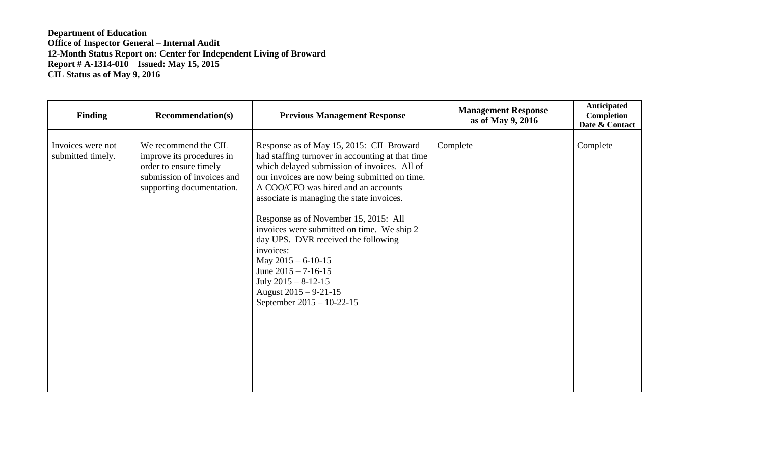**Department of Education**
**Office of Inspector General – Internal Audit**
**12-Month Status Report on: Center for Independent Living of Broward**
**Report # A-1314-010 Issued: May 15, 2015**
**CIL Status as of May 9, 2016**

| Finding | Recommendation(s) | Previous Management Response | Management Response as of May 9, 2016 | Anticipated Completion Date & Contact |
|---|---|---|---|---|
| Invoices were not submitted timely. | We recommend the CIL improve its procedures in order to ensure timely submission of invoices and supporting documentation. | Response as of May 15, 2015: CIL Broward had staffing turnover in accounting at that time which delayed submission of invoices. All of our invoices are now being submitted on time. A COO/CFO was hired and an accounts associate is managing the state invoices.<br><br>Response as of November 15, 2015: All invoices were submitted on time. We ship 2 day UPS. DVR received the following invoices:<br>May 2015 – 6-10-15<br>June 2015 – 7-16-15<br>July 2015 – 8-12-15<br>August 2015 – 9-21-15<br>September 2015 – 10-22-15 | Complete | Complete |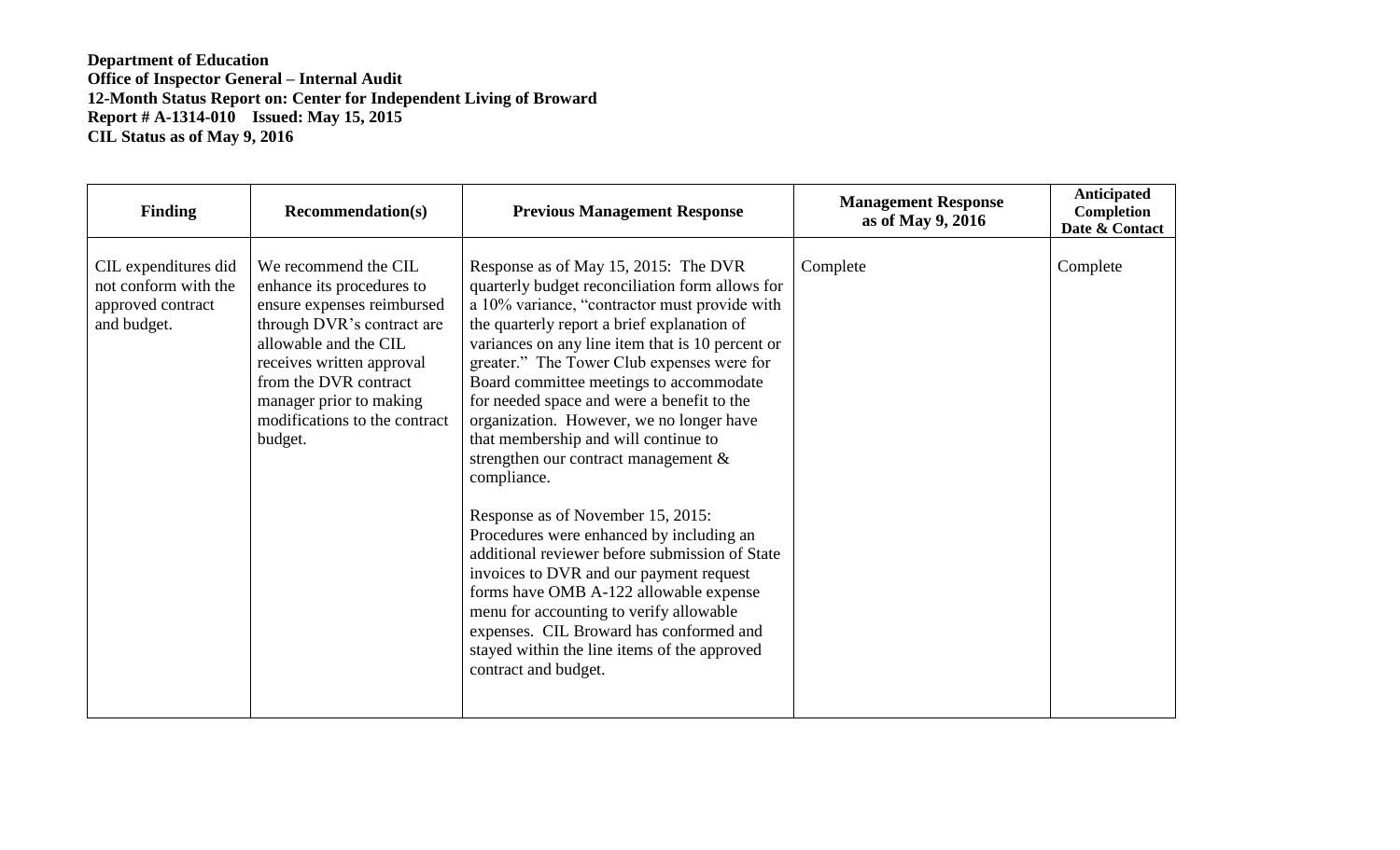**Department of Education**
**Office of Inspector General – Internal Audit**
**12-Month Status Report on: Center for Independent Living of Broward**
**Report # A-1314-010 Issued: May 15, 2015**
**CIL Status as of May 9, 2016**

| Finding | Recommendation(s) | Previous Management Response | Management Response as of May 9, 2016 | Anticipated Completion Date & Contact |
|---|---|---|---|---|
| CIL expenditures did not conform with the approved contract and budget. | We recommend the CIL enhance its procedures to ensure expenses reimbursed through DVR's contract are allowable and the CIL receives written approval from the DVR contract manager prior to making modifications to the contract budget. | Response as of May 15, 2015: The DVR quarterly budget reconciliation form allows for a 10% variance, "contractor must provide with the quarterly report a brief explanation of variances on any line item that is 10 percent or greater." The Tower Club expenses were for Board committee meetings to accommodate for needed space and were a benefit to the organization. However, we no longer have that membership and will continue to strengthen our contract management & compliance.<br><br>Response as of November 15, 2015: Procedures were enhanced by including an additional reviewer before submission of State invoices to DVR and our payment request forms have OMB A-122 allowable expense menu for accounting to verify allowable expenses. CIL Broward has conformed and stayed within the line items of the approved contract and budget. | Complete | Complete |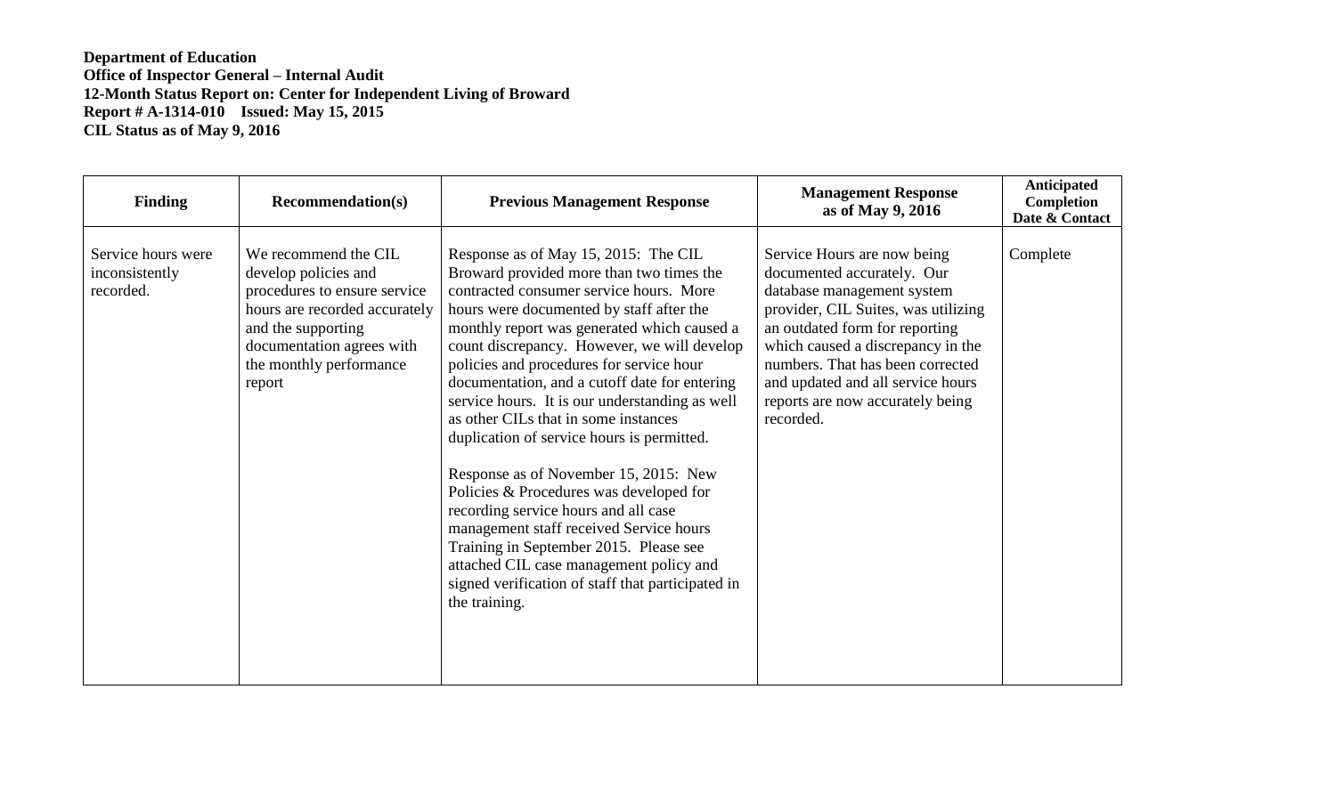**Department of Education**
**Office of Inspector General – Internal Audit**
**12-Month Status Report on: Center for Independent Living of Broward**
**Report # A-1314-010 Issued: May 15, 2015**
**CIL Status as of May 9, 2016**

| Finding | Recommendation(s) | Previous Management Response | Management Response as of May 9, 2016 | Anticipated Completion Date & Contact |
|---|---|---|---|---|
| Service hours were inconsistently recorded. | We recommend the CIL develop policies and procedures to ensure service hours are recorded accurately and the supporting documentation agrees with the monthly performance report | Response as of May 15, 2015: The CIL Broward provided more than two times the contracted consumer service hours. More hours were documented by staff after the monthly report was generated which caused a count discrepancy. However, we will develop policies and procedures for service hour documentation, and a cutoff date for entering service hours. It is our understanding as well as other CILs that in some instances duplication of service hours is permitted.<br><br>Response as of November 15, 2015: New Policies & Procedures was developed for recording service hours and all case management staff received Service hours Training in September 2015. Please see attached CIL case management policy and signed verification of staff that participated in the training. | Service Hours are now being documented accurately. Our database management system provider, CIL Suites, was utilizing an outdated form for reporting which caused a discrepancy in the numbers. That has been corrected and updated and all service hours reports are now accurately being recorded. | Complete |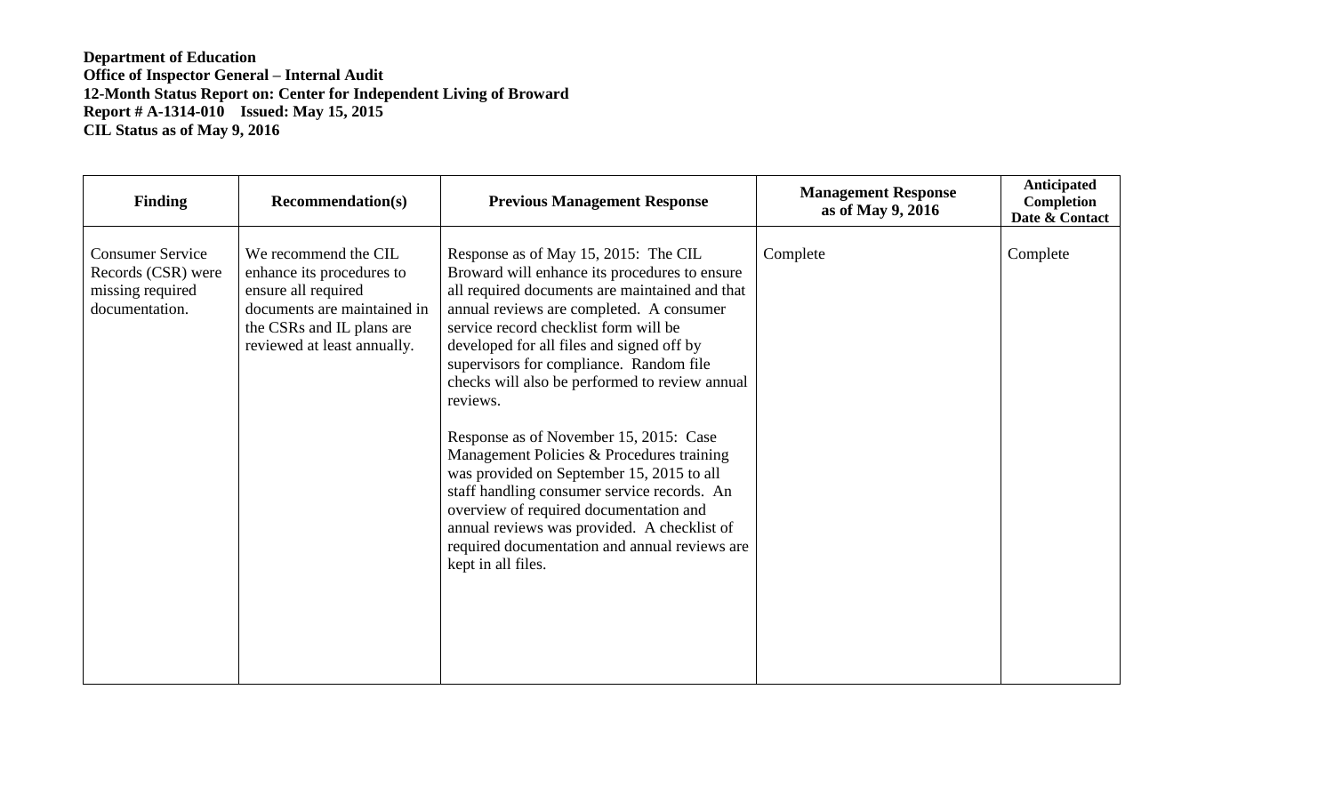**Department of Education**
**Office of Inspector General – Internal Audit**
**12-Month Status Report on: Center for Independent Living of Broward**
**Report # A-1314-010 Issued: May 15, 2015**
**CIL Status as of May 9, 2016**

| Finding | Recommendation(s) | Previous Management Response | Management Response as of May 9, 2016 | Anticipated Completion Date & Contact |
|---|---|---|---|---|
| Consumer Service Records (CSR) were missing required documentation. | We recommend the CIL enhance its procedures to ensure all required documents are maintained in the CSRs and IL plans are reviewed at least annually. | Response as of May 15, 2015: The CIL Broward will enhance its procedures to ensure all required documents are maintained and that annual reviews are completed. A consumer service record checklist form will be developed for all files and signed off by supervisors for compliance. Random file checks will also be performed to review annual reviews.<br><br>Response as of November 15, 2015: Case Management Policies & Procedures training was provided on September 15, 2015 to all staff handling consumer service records. An overview of required documentation and annual reviews was provided. A checklist of required documentation and annual reviews are kept in all files. | Complete | Complete |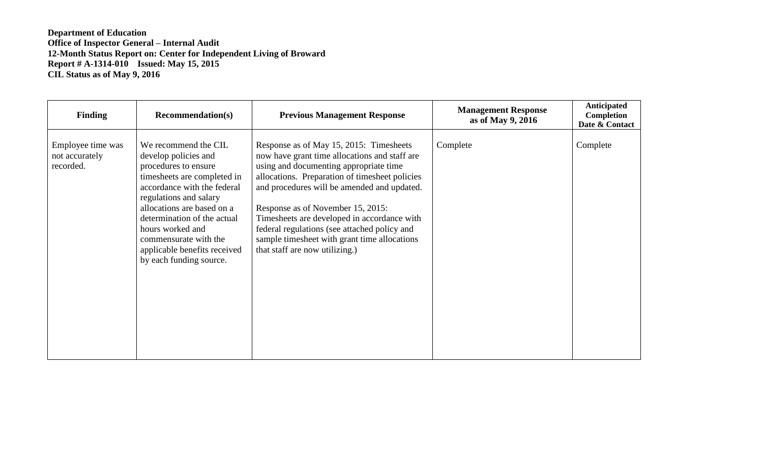**Department of Education**
**Office of Inspector General – Internal Audit**
**12-Month Status Report on: Center for Independent Living of Broward**
**Report # A-1314-010 Issued: May 15, 2015**
**CIL Status as of May 9, 2016**

| Finding | Recommendation(s) | Previous Management Response | Management Response as of May 9, 2016 | Anticipated Completion Date & Contact |
|---|---|---|---|---|
| Employee time was not accurately recorded. | We recommend the CIL develop policies and procedures to ensure timesheets are completed in accordance with the federal regulations and salary allocations are based on a determination of the actual hours worked and commensurate with the applicable benefits received by each funding source. | Response as of May 15, 2015: Timesheets now have grant time allocations and staff are using and documenting appropriate time allocations. Preparation of timesheet policies and procedures will be amended and updated.<br><br>Response as of November 15, 2015: Timesheets are developed in accordance with federal regulations (see attached policy and sample timesheet with grant time allocations that staff are now utilizing.) | Complete | Complete |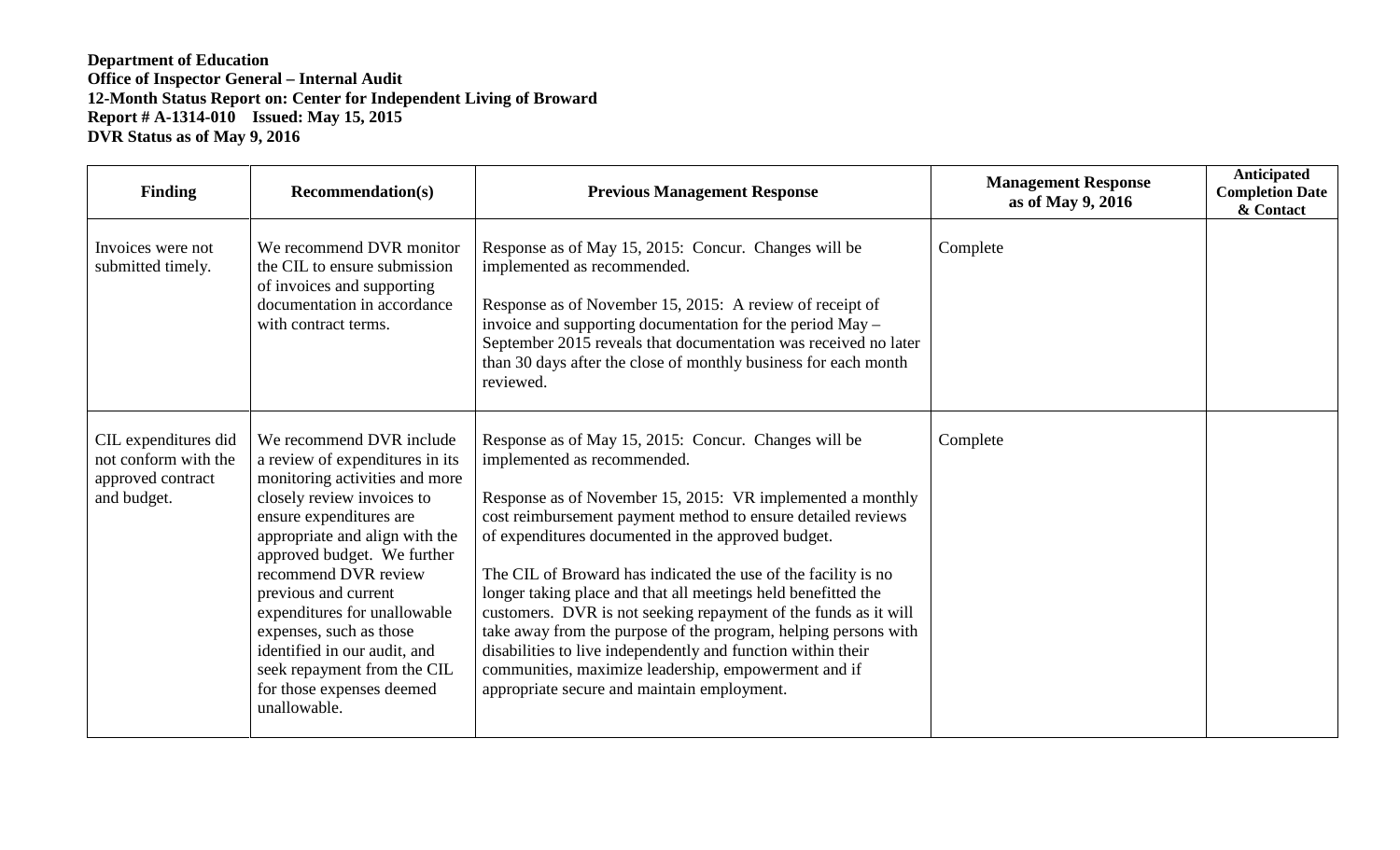**Department of Education**
**Office of Inspector General – Internal Audit**
**12-Month Status Report on: Center for Independent Living of Broward**
**Report # A-1314-010 Issued: May 15, 2015**
**DVR Status as of May 9, 2016**

| Finding | Recommendation(s) | Previous Management Response | Management Response as of May 9, 2016 | Anticipated Completion Date & Contact |
|---|---|---|---|---|
| Invoices were not submitted timely. | We recommend DVR monitor the CIL to ensure submission of invoices and supporting documentation in accordance with contract terms. | Response as of May 15, 2015: Concur. Changes will be implemented as recommended.<br><br>Response as of November 15, 2015: A review of receipt of invoice and supporting documentation for the period May – September 2015 reveals that documentation was received no later than 30 days after the close of monthly business for each month reviewed. | Complete | |
| CIL expenditures did not conform with the approved contract and budget. | We recommend DVR include a review of expenditures in its monitoring activities and more closely review invoices to ensure expenditures are appropriate and align with the approved budget. We further recommend DVR review previous and current expenditures for unallowable expenses, such as those identified in our audit, and seek repayment from the CIL for those expenses deemed unallowable. | Response as of May 15, 2015: Concur. Changes will be implemented as recommended.<br><br>Response as of November 15, 2015: VR implemented a monthly cost reimbursement payment method to ensure detailed reviews of expenditures documented in the approved budget.<br><br>The CIL of Broward has indicated the use of the facility is no longer taking place and that all meetings held benefitted the customers. DVR is not seeking repayment of the funds as it will take away from the purpose of the program, helping persons with disabilities to live independently and function within their communities, maximize leadership, empowerment and if appropriate secure and maintain employment. | Complete | |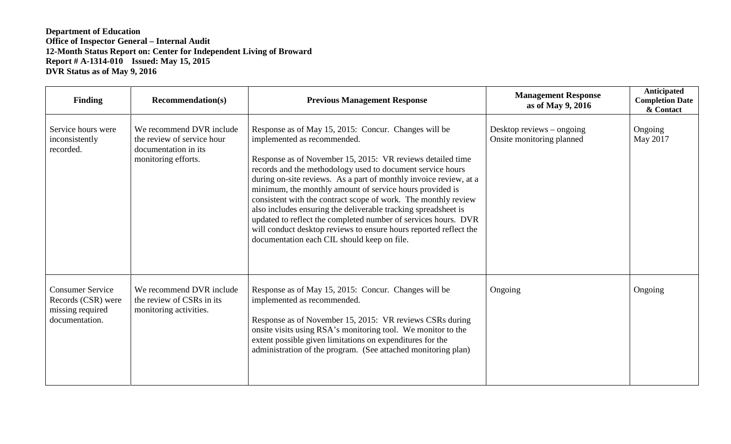**Department of Education**
**Office of Inspector General – Internal Audit**
**12-Month Status Report on: Center for Independent Living of Broward**
**Report # A-1314-010 Issued: May 15, 2015**
**DVR Status as of May 9, 2016**

| Finding | Recommendation(s) | Previous Management Response | Management Response as of May 9, 2016 | Anticipated Completion Date & Contact |
|---|---|---|---|---|
| Service hours were inconsistently recorded. | We recommend DVR include the review of service hour documentation in its monitoring efforts. | Response as of May 15, 2015: Concur. Changes will be implemented as recommended.<br><br>Response as of November 15, 2015: VR reviews detailed time records and the methodology used to document service hours during on-site reviews. As a part of monthly invoice review, at a minimum, the monthly amount of service hours provided is consistent with the contract scope of work. The monthly review also includes ensuring the deliverable tracking spreadsheet is updated to reflect the completed number of services hours. DVR will conduct desktop reviews to ensure hours reported reflect the documentation each CIL should keep on file. | Desktop reviews – ongoing<br>Onsite monitoring planned | Ongoing<br>May 2017 |
| Consumer Service Records (CSR) were missing required documentation. | We recommend DVR include the review of CSRs in its monitoring activities. | Response as of May 15, 2015: Concur. Changes will be implemented as recommended.<br><br>Response as of November 15, 2015: VR reviews CSRs during onsite visits using RSA's monitoring tool. We monitor to the extent possible given limitations on expenditures for the administration of the program. (See attached monitoring plan) | Ongoing | Ongoing |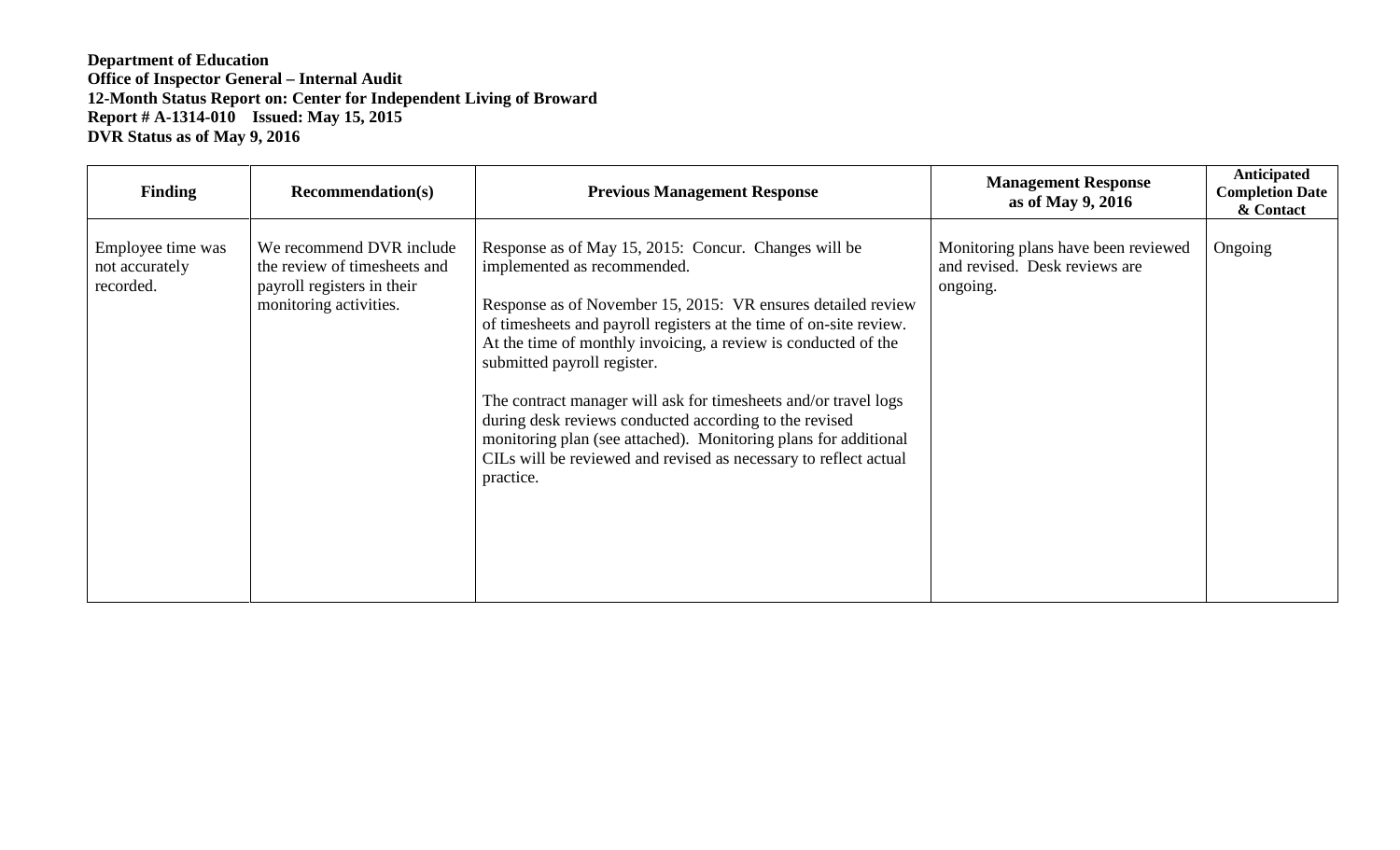**Department of Education**
**Office of Inspector General – Internal Audit**
**12-Month Status Report on: Center for Independent Living of Broward**
**Report # A-1314-010 Issued: May 15, 2015**
**DVR Status as of May 9, 2016**

| Finding | Recommendation(s) | Previous Management Response | Management Response as of May 9, 2016 | Anticipated Completion Date & Contact |
|---|---|---|---|---|
| Employee time was not accurately recorded. | We recommend DVR include the review of timesheets and payroll registers in their monitoring activities. | Response as of May 15, 2015: Concur. Changes will be implemented as recommended.<br><br>Response as of November 15, 2015: VR ensures detailed review of timesheets and payroll registers at the time of on-site review. At the time of monthly invoicing, a review is conducted of the submitted payroll register.<br><br>The contract manager will ask for timesheets and/or travel logs during desk reviews conducted according to the revised monitoring plan (see attached). Monitoring plans for additional CILs will be reviewed and revised as necessary to reflect actual practice. | Monitoring plans have been reviewed and revised. Desk reviews are ongoing. | Ongoing |